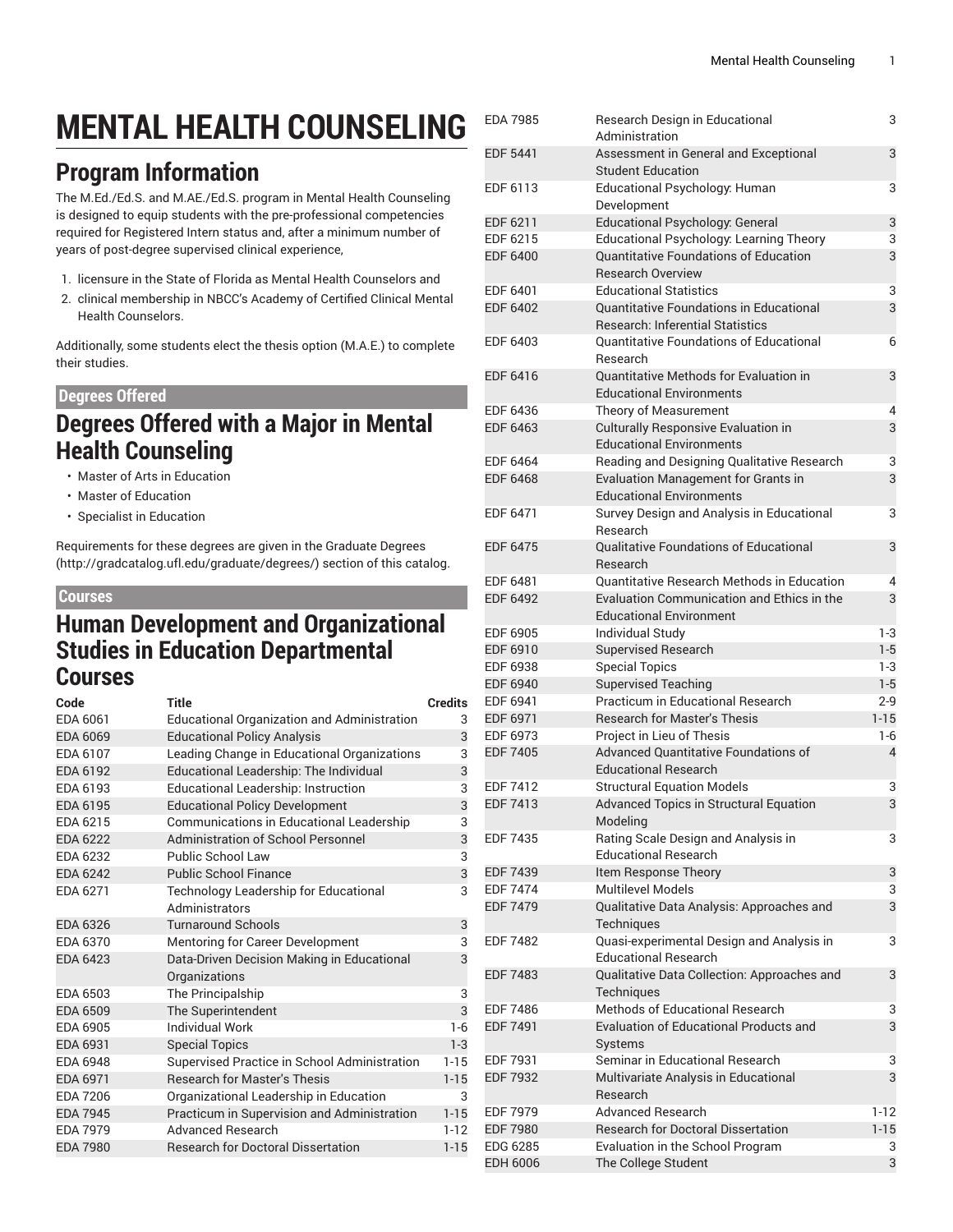# MENTAL HEALTH COUNSELING

## Program Information

The M.Ed./Ed.S. and M.AE./Ed.S. program in Mental Health Counseling is designed to equip students with the pre-professional competencies required for Registered Intern status and, after a minimum number of years of post-degree supervised clinical experience,

1. licensure in the State of Florida as Mental Health Counselors and
2. clinical membership in NBCC's Academy of Certified Clinical Mental Health Counselors.

Additionally, some students elect the thesis option (M.A.E.) to complete their studies.

### Degrees Offered

## Degrees Offered with a Major in Mental Health Counseling

- Master of Arts in Education
- Master of Education
- Specialist in Education

Requirements for these degrees are given in the Graduate Degrees (http://gradcatalog.ufl.edu/graduate/degrees/) section of this catalog.

### Courses

## Human Development and Organizational Studies in Education Departmental Courses

| Code | Title | Credits |
|---|---|---|
| EDA 6061 | Educational Organization and Administration | 3 |
| EDA 6069 | Educational Policy Analysis | 3 |
| EDA 6107 | Leading Change in Educational Organizations | 3 |
| EDA 6192 | Educational Leadership: The Individual | 3 |
| EDA 6193 | Educational Leadership: Instruction | 3 |
| EDA 6195 | Educational Policy Development | 3 |
| EDA 6215 | Communications in Educational Leadership | 3 |
| EDA 6222 | Administration of School Personnel | 3 |
| EDA 6232 | Public School Law | 3 |
| EDA 6242 | Public School Finance | 3 |
| EDA 6271 | Technology Leadership for Educational Administrators | 3 |
| EDA 6326 | Turnaround Schools | 3 |
| EDA 6370 | Mentoring for Career Development | 3 |
| EDA 6423 | Data-Driven Decision Making in Educational Organizations | 3 |
| EDA 6503 | The Principalship | 3 |
| EDA 6509 | The Superintendent | 3 |
| EDA 6905 | Individual Work | 1-6 |
| EDA 6931 | Special Topics | 1-3 |
| EDA 6948 | Supervised Practice in School Administration | 1-15 |
| EDA 6971 | Research for Master's Thesis | 1-15 |
| EDA 7206 | Organizational Leadership in Education | 3 |
| EDA 7945 | Practicum in Supervision and Administration | 1-15 |
| EDA 7979 | Advanced Research | 1-12 |
| EDA 7980 | Research for Doctoral Dissertation | 1-15 |
| EDA 7985 | Research Design in Educational Administration | 3 |
| EDF 5441 | Assessment in General and Exceptional Student Education | 3 |
| EDF 6113 | Educational Psychology: Human Development | 3 |
| EDF 6211 | Educational Psychology: General | 3 |
| EDF 6215 | Educational Psychology: Learning Theory | 3 |
| EDF 6400 | Quantitative Foundations of Education Research Overview | 3 |
| EDF 6401 | Educational Statistics | 3 |
| EDF 6402 | Quantitative Foundations in Educational Research: Inferential Statistics | 3 |
| EDF 6403 | Quantitative Foundations of Educational Research | 6 |
| EDF 6416 | Quantitative Methods for Evaluation in Educational Environments | 3 |
| EDF 6436 | Theory of Measurement | 4 |
| EDF 6463 | Culturally Responsive Evaluation in Educational Environments | 3 |
| EDF 6464 | Reading and Designing Qualitative Research | 3 |
| EDF 6468 | Evaluation Management for Grants in Educational Environments | 3 |
| EDF 6471 | Survey Design and Analysis in Educational Research | 3 |
| EDF 6475 | Qualitative Foundations of Educational Research | 3 |
| EDF 6481 | Quantitative Research Methods in Education | 4 |
| EDF 6492 | Evaluation Communication and Ethics in the Educational Environment | 3 |
| EDF 6905 | Individual Study | 1-3 |
| EDF 6910 | Supervised Research | 1-5 |
| EDF 6938 | Special Topics | 1-3 |
| EDF 6940 | Supervised Teaching | 1-5 |
| EDF 6941 | Practicum in Educational Research | 2-9 |
| EDF 6971 | Research for Master's Thesis | 1-15 |
| EDF 6973 | Project in Lieu of Thesis | 1-6 |
| EDF 7405 | Advanced Quantitative Foundations of Educational Research | 4 |
| EDF 7412 | Structural Equation Models | 3 |
| EDF 7413 | Advanced Topics in Structural Equation Modeling | 3 |
| EDF 7435 | Rating Scale Design and Analysis in Educational Research | 3 |
| EDF 7439 | Item Response Theory | 3 |
| EDF 7474 | Multilevel Models | 3 |
| EDF 7479 | Qualitative Data Analysis: Approaches and Techniques | 3 |
| EDF 7482 | Quasi-experimental Design and Analysis in Educational Research | 3 |
| EDF 7483 | Qualitative Data Collection: Approaches and Techniques | 3 |
| EDF 7486 | Methods of Educational Research | 3 |
| EDF 7491 | Evaluation of Educational Products and Systems | 3 |
| EDF 7931 | Seminar in Educational Research | 3 |
| EDF 7932 | Multivariate Analysis in Educational Research | 3 |
| EDF 7979 | Advanced Research | 1-12 |
| EDF 7980 | Research for Doctoral Dissertation | 1-15 |
| EDG 6285 | Evaluation in the School Program | 3 |
| EDH 6006 | The College Student | 3 |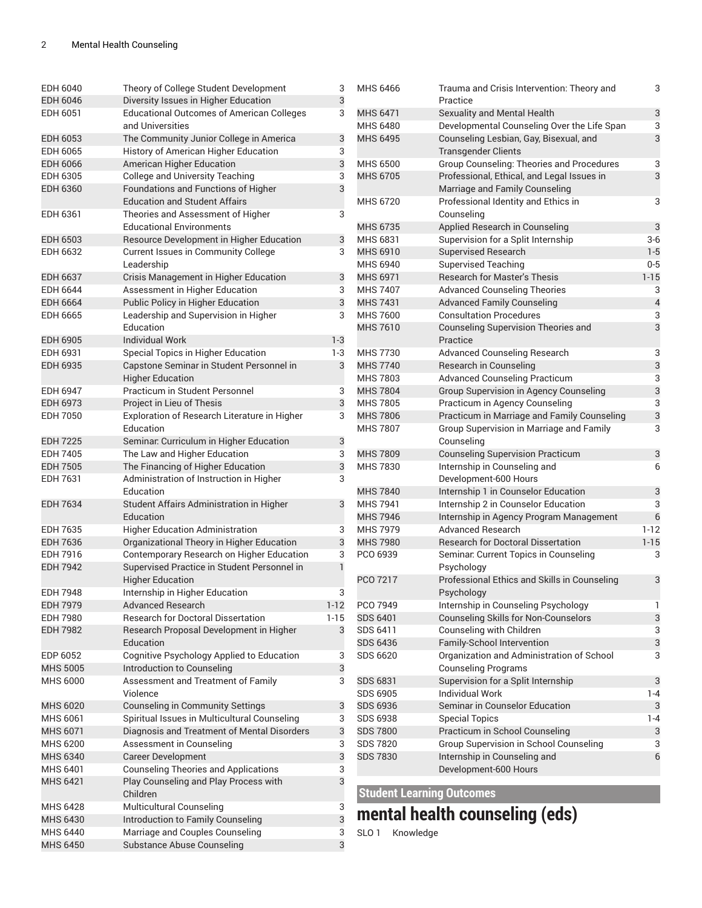| | | |
|---|---|---|
| EDH 6040 | Theory of College Student Development | 3 |
| EDH 6046 | Diversity Issues in Higher Education | 3 |
| EDH 6051 | Educational Outcomes of American Colleges and Universities | 3 |
| EDH 6053 | The Community Junior College in America | 3 |
| EDH 6065 | History of American Higher Education | 3 |
| EDH 6066 | American Higher Education | 3 |
| EDH 6305 | College and University Teaching | 3 |
| EDH 6360 | Foundations and Functions of Higher Education and Student Affairs | 3 |
| EDH 6361 | Theories and Assessment of Higher Educational Environments | 3 |
| EDH 6503 | Resource Development in Higher Education | 3 |
| EDH 6632 | Current Issues in Community College Leadership | 3 |
| EDH 6637 | Crisis Management in Higher Education | 3 |
| EDH 6644 | Assessment in Higher Education | 3 |
| EDH 6664 | Public Policy in Higher Education | 3 |
| EDH 6665 | Leadership and Supervision in Higher Education | 3 |
| EDH 6905 | Individual Work | 1-3 |
| EDH 6931 | Special Topics in Higher Education | 1-3 |
| EDH 6935 | Capstone Seminar in Student Personnel in Higher Education | 3 |
| EDH 6947 | Practicum in Student Personnel | 3 |
| EDH 6973 | Project in Lieu of Thesis | 3 |
| EDH 7050 | Exploration of Research Literature in Higher Education | 3 |
| EDH 7225 | Seminar: Curriculum in Higher Education | 3 |
| EDH 7405 | The Law and Higher Education | 3 |
| EDH 7505 | The Financing of Higher Education | 3 |
| EDH 7631 | Administration of Instruction in Higher Education | 3 |
| EDH 7634 | Student Affairs Administration in Higher Education | 3 |
| EDH 7635 | Higher Education Administration | 3 |
| EDH 7636 | Organizational Theory in Higher Education | 3 |
| EDH 7916 | Contemporary Research on Higher Education | 3 |
| EDH 7942 | Supervised Practice in Student Personnel in Higher Education | 1 |
| EDH 7948 | Internship in Higher Education | 3 |
| EDH 7979 | Advanced Research | 1-12 |
| EDH 7980 | Research for Doctoral Dissertation | 1-15 |
| EDH 7982 | Research Proposal Development in Higher Education | 3 |
| EDP 6052 | Cognitive Psychology Applied to Education | 3 |
| MHS 5005 | Introduction to Counseling | 3 |
| MHS 6000 | Assessment and Treatment of Family Violence | 3 |
| MHS 6020 | Counseling in Community Settings | 3 |
| MHS 6061 | Spiritual Issues in Multicultural Counseling | 3 |
| MHS 6071 | Diagnosis and Treatment of Mental Disorders | 3 |
| MHS 6200 | Assessment in Counseling | 3 |
| MHS 6340 | Career Development | 3 |
| MHS 6401 | Counseling Theories and Applications | 3 |
| MHS 6421 | Play Counseling and Play Process with Children | 3 |
| MHS 6428 | Multicultural Counseling | 3 |
| MHS 6430 | Introduction to Family Counseling | 3 |
| MHS 6440 | Marriage and Couples Counseling | 3 |
| MHS 6450 | Substance Abuse Counseling | 3 |
| MHS 6466 | Trauma and Crisis Intervention: Theory and Practice | 3 |
| MHS 6471 | Sexuality and Mental Health | 3 |
| MHS 6480 | Developmental Counseling Over the Life Span | 3 |
| MHS 6495 | Counseling Lesbian, Gay, Bisexual, and Transgender Clients | 3 |
| MHS 6500 | Group Counseling: Theories and Procedures | 3 |
| MHS 6705 | Professional, Ethical, and Legal Issues in Marriage and Family Counseling | 3 |
| MHS 6720 | Professional Identity and Ethics in Counseling | 3 |
| MHS 6735 | Applied Research in Counseling | 3 |
| MHS 6831 | Supervision for a Split Internship | 3-6 |
| MHS 6910 | Supervised Research | 1-5 |
| MHS 6940 | Supervised Teaching | 0-5 |
| MHS 6971 | Research for Master's Thesis | 1-15 |
| MHS 7407 | Advanced Counseling Theories | 3 |
| MHS 7431 | Advanced Family Counseling | 4 |
| MHS 7600 | Consultation Procedures | 3 |
| MHS 7610 | Counseling Supervision Theories and Practice | 3 |
| MHS 7730 | Advanced Counseling Research | 3 |
| MHS 7740 | Research in Counseling | 3 |
| MHS 7803 | Advanced Counseling Practicum | 3 |
| MHS 7804 | Group Supervision in Agency Counseling | 3 |
| MHS 7805 | Practicum in Agency Counseling | 3 |
| MHS 7806 | Practicum in Marriage and Family Counseling | 3 |
| MHS 7807 | Group Supervision in Marriage and Family Counseling | 3 |
| MHS 7809 | Counseling Supervision Practicum | 3 |
| MHS 7830 | Internship in Counseling and Development-600 Hours | 6 |
| MHS 7840 | Internship 1 in Counselor Education | 3 |
| MHS 7941 | Internship 2 in Counselor Education | 3 |
| MHS 7946 | Internship in Agency Program Management | 6 |
| MHS 7979 | Advanced Research | 1-12 |
| MHS 7980 | Research for Doctoral Dissertation | 1-15 |
| PCO 6939 | Seminar: Current Topics in Counseling Psychology | 3 |
| PCO 7217 | Professional Ethics and Skills in Counseling Psychology | 3 |
| PCO 7949 | Internship in Counseling Psychology | 1 |
| SDS 6401 | Counseling Skills for Non-Counselors | 3 |
| SDS 6411 | Counseling with Children | 3 |
| SDS 6436 | Family-School Intervention | 3 |
| SDS 6620 | Organization and Administration of School Counseling Programs | 3 |
| SDS 6831 | Supervision for a Split Internship | 3 |
| SDS 6905 | Individual Work | 1-4 |
| SDS 6936 | Seminar in Counselor Education | 3 |
| SDS 6938 | Special Topics | 1-4 |
| SDS 7800 | Practicum in School Counseling | 3 |
| SDS 7820 | Group Supervision in School Counseling | 3 |
| SDS 7830 | Internship in Counseling and Development-600 Hours | 6 |

## Student Learning Outcomes

# mental health counseling (eds)

SLO 1 Knowledge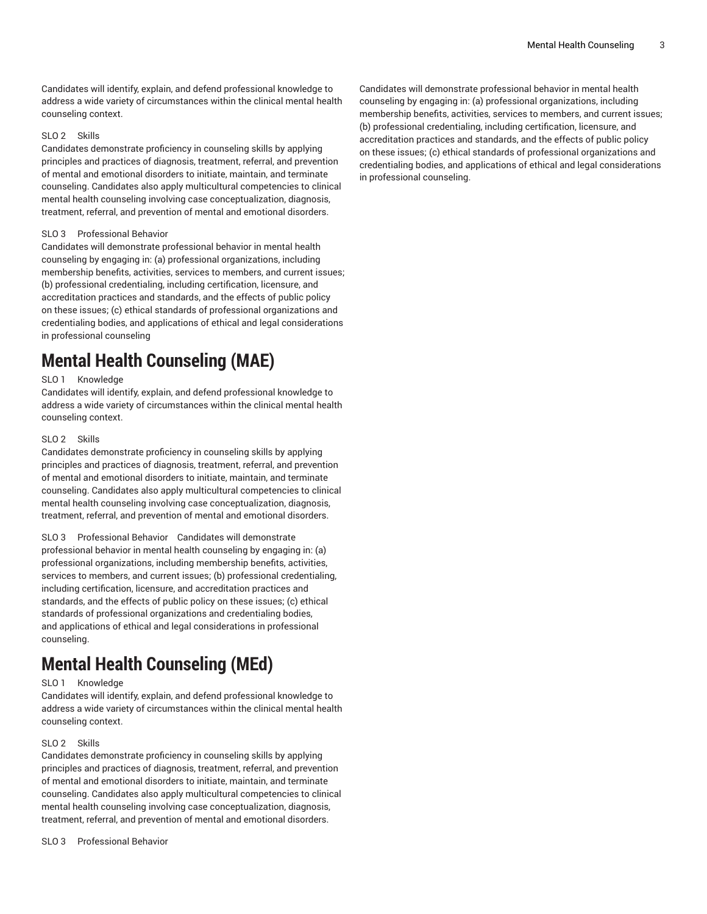Candidates will identify, explain, and defend professional knowledge to address a wide variety of circumstances within the clinical mental health counseling context.

SLO 2 Skills
Candidates demonstrate proficiency in counseling skills by applying principles and practices of diagnosis, treatment, referral, and prevention of mental and emotional disorders to initiate, maintain, and terminate counseling. Candidates also apply multicultural competencies to clinical mental health counseling involving case conceptualization, diagnosis, treatment, referral, and prevention of mental and emotional disorders.

SLO 3 Professional Behavior
Candidates will demonstrate professional behavior in mental health counseling by engaging in: (a) professional organizations, including membership benefits, activities, services to members, and current issues; (b) professional credentialing, including certification, licensure, and accreditation practices and standards, and the effects of public policy on these issues; (c) ethical standards of professional organizations and credentialing bodies, and applications of ethical and legal considerations in professional counseling

# Mental Health Counseling (MAE)

SLO 1 Knowledge
Candidates will identify, explain, and defend professional knowledge to address a wide variety of circumstances within the clinical mental health counseling context.

SLO 2 Skills
Candidates demonstrate proficiency in counseling skills by applying principles and practices of diagnosis, treatment, referral, and prevention of mental and emotional disorders to initiate, maintain, and terminate counseling. Candidates also apply multicultural competencies to clinical mental health counseling involving case conceptualization, diagnosis, treatment, referral, and prevention of mental and emotional disorders.

SLO 3 Professional Behavior Candidates will demonstrate professional behavior in mental health counseling by engaging in: (a) professional organizations, including membership benefits, activities, services to members, and current issues; (b) professional credentialing, including certification, licensure, and accreditation practices and standards, and the effects of public policy on these issues; (c) ethical standards of professional organizations and credentialing bodies, and applications of ethical and legal considerations in professional counseling.

# Mental Health Counseling (MEd)

SLO 1 Knowledge
Candidates will identify, explain, and defend professional knowledge to address a wide variety of circumstances within the clinical mental health counseling context.

SLO 2 Skills
Candidates demonstrate proficiency in counseling skills by applying principles and practices of diagnosis, treatment, referral, and prevention of mental and emotional disorders to initiate, maintain, and terminate counseling. Candidates also apply multicultural competencies to clinical mental health counseling involving case conceptualization, diagnosis, treatment, referral, and prevention of mental and emotional disorders.

SLO 3 Professional Behavior
Candidates will demonstrate professional behavior in mental health counseling by engaging in: (a) professional organizations, including membership benefits, activities, services to members, and current issues; (b) professional credentialing, including certification, licensure, and accreditation practices and standards, and the effects of public policy on these issues; (c) ethical standards of professional organizations and credentialing bodies, and applications of ethical and legal considerations in professional counseling.